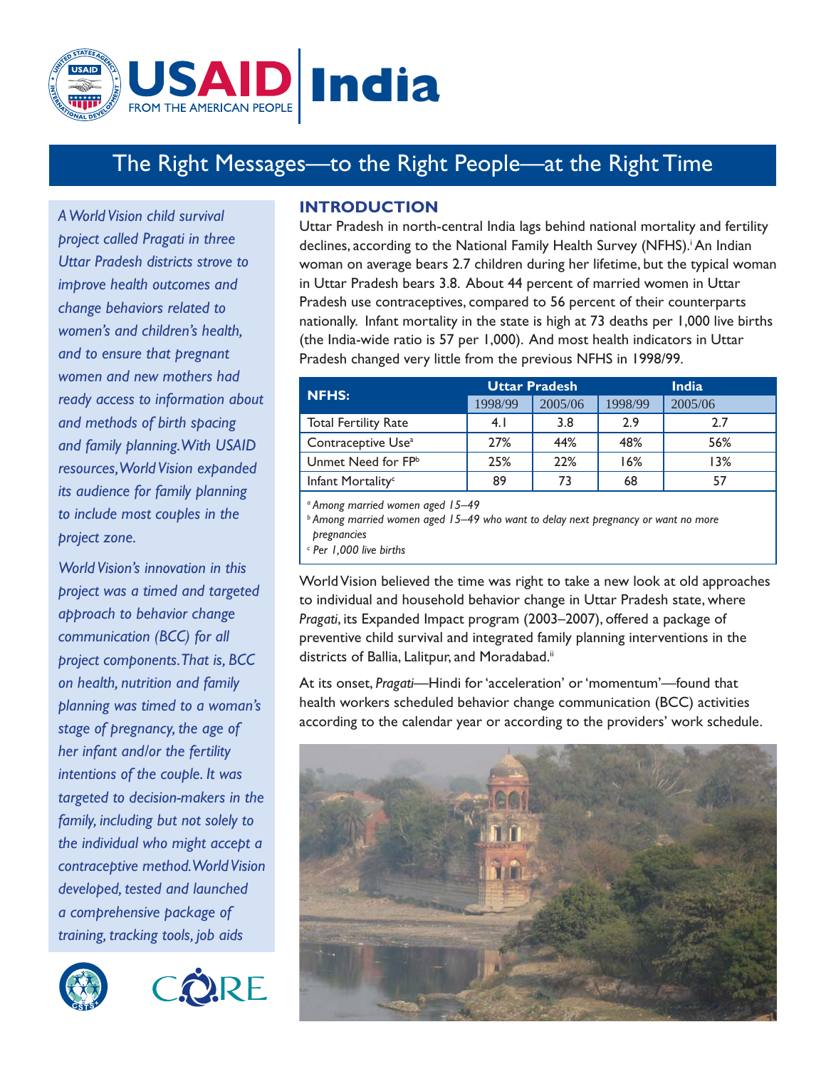USAID India

FROM THE AMERICAN PEOPLE

# The Right Messages—to the Right People—at the Right Time

*A World Vision child survival project called Pragati in three Uttar Pradesh districts strove to improve health outcomes and change behaviors related to women's and children's health, and to ensure that pregnant women and new mothers had ready access to information about and methods of birth spacing and family planning. With USAID resources, World Vision expanded its audience for family planning to include most couples in the project zone.*

*World Vision's innovation in this project was a timed and targeted approach to behavior change communication (BCC) for all project components. That is, BCC on health, nutrition and family planning was timed to a woman's stage of pregnancy, the age of her infant and/or the fertility intentions of the couple. It was targeted to decision-makers in the family, including but not solely to the individual who might accept a contraceptive method. World Vision developed, tested and launched a comprehensive package of training, tracking tools, job aids*

## INTRODUCTION

Uttar Pradesh in north-central India lags behind national mortality and fertility declines, according to the National Family Health Survey (NFHS).[i] An Indian woman on average bears 2.7 children during her lifetime, but the typical woman in Uttar Pradesh bears 3.8. About 44 percent of married women in Uttar Pradesh use contraceptives, compared to 56 percent of their counterparts nationally. Infant mortality in the state is high at 73 deaths per 1,000 live births (the India-wide ratio is 57 per 1,000). And most health indicators in Uttar Pradesh changed very little from the previous NFHS in 1998/99.

| NFHS: | Uttar Pradesh | | India | |
|---|---|---|---|---|
| | 1998/99 | 2005/06 | 1998/99 | 2005/06 |
| Total Fertility Rate | 4.1 | 3.8 | 2.9 | 2.7 |
| Contraceptive Use[a] | 27% | 44% | 48% | 56% |
| Unmet Need for FP[b] | 25% | 22% | 16% | 13% |
| Infant Mortality[c] | 89 | 73 | 68 | 57 |

[a] *Among married women aged 15–49*
[b] *Among married women aged 15–49 who want to delay next pregnancy or want no more pregnancies*
[c] *Per 1,000 live births*

World Vision believed the time was right to take a new look at old approaches to individual and household behavior change in Uttar Pradesh state, where *Pragati*, its Expanded Impact program (2003–2007), offered a package of preventive child survival and integrated family planning interventions in the districts of Ballia, Lalitpur, and Moradabad.[ii]

At its onset, *Pragati*—Hindi for 'acceleration' or 'momentum'—found that health workers scheduled behavior change communication (BCC) activities according to the calendar year or according to the providers' work schedule.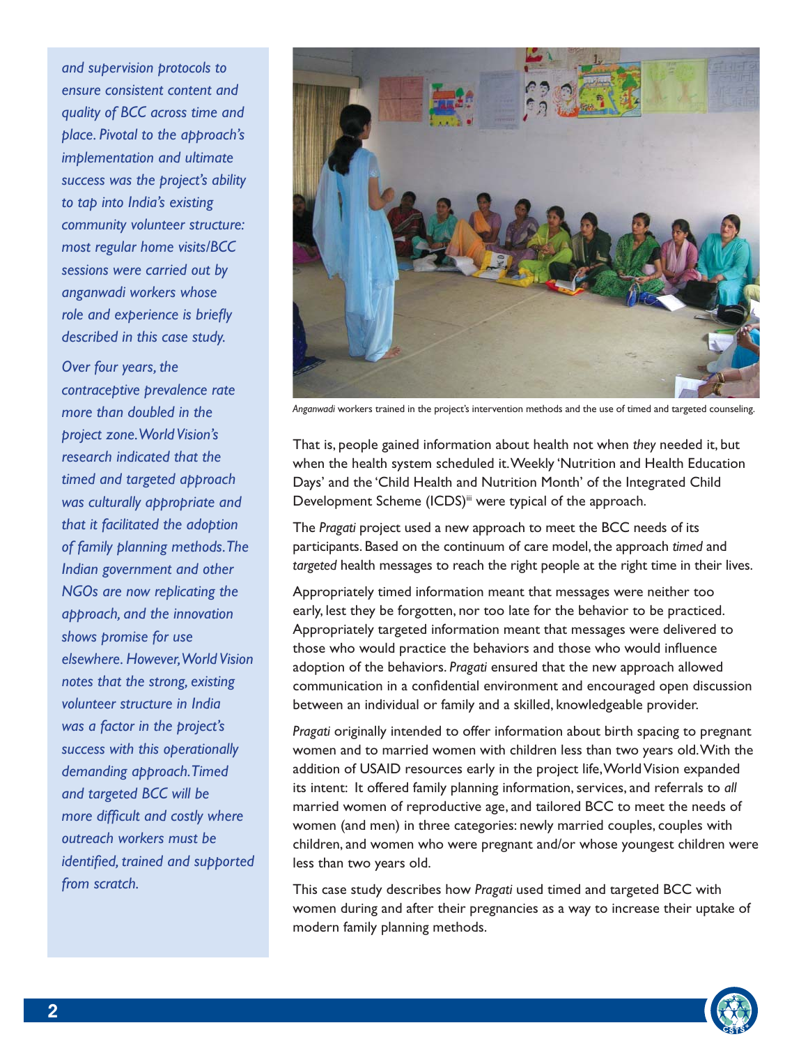*and supervision protocols to ensure consistent content and quality of BCC across time and place. Pivotal to the approach's implementation and ultimate success was the project's ability to tap into India's existing community volunteer structure: most regular home visits/BCC sessions were carried out by anganwadi workers whose role and experience is briefly described in this case study.*

*Over four years, the contraceptive prevalence rate more than doubled in the project zone. World Vision's research indicated that the timed and targeted approach was culturally appropriate and that it facilitated the adoption of family planning methods. The Indian government and other NGOs are now replicating the approach, and the innovation shows promise for use elsewhere. However, World Vision notes that the strong, existing volunteer structure in India was a factor in the project's success with this operationally demanding approach. Timed and targeted BCC will be more difficult and costly where outreach workers must be identified, trained and supported from scratch.*

*Anganwadi* workers trained in the project's intervention methods and the use of timed and targeted counseling.

That is, people gained information about health not when *they* needed it, but when the health system scheduled it. Weekly 'Nutrition and Health Education Days' and the 'Child Health and Nutrition Month' of the Integrated Child Development Scheme (ICDS)[iii] were typical of the approach.

The *Pragati* project used a new approach to meet the BCC needs of its participants. Based on the continuum of care model, the approach *timed* and *targeted* health messages to reach the right people at the right time in their lives.

Appropriately timed information meant that messages were neither too early, lest they be forgotten, nor too late for the behavior to be practiced. Appropriately targeted information meant that messages were delivered to those who would practice the behaviors and those who would influence adoption of the behaviors. *Pragati* ensured that the new approach allowed communication in a confidential environment and encouraged open discussion between an individual or family and a skilled, knowledgeable provider.

*Pragati* originally intended to offer information about birth spacing to pregnant women and to married women with children less than two years old. With the addition of USAID resources early in the project life, World Vision expanded its intent: It offered family planning information, services, and referrals to *all* married women of reproductive age, and tailored BCC to meet the needs of women (and men) in three categories: newly married couples, couples with children, and women who were pregnant and/or whose youngest children were less than two years old.

This case study describes how *Pragati* used timed and targeted BCC with women during and after their pregnancies as a way to increase their uptake of modern family planning methods.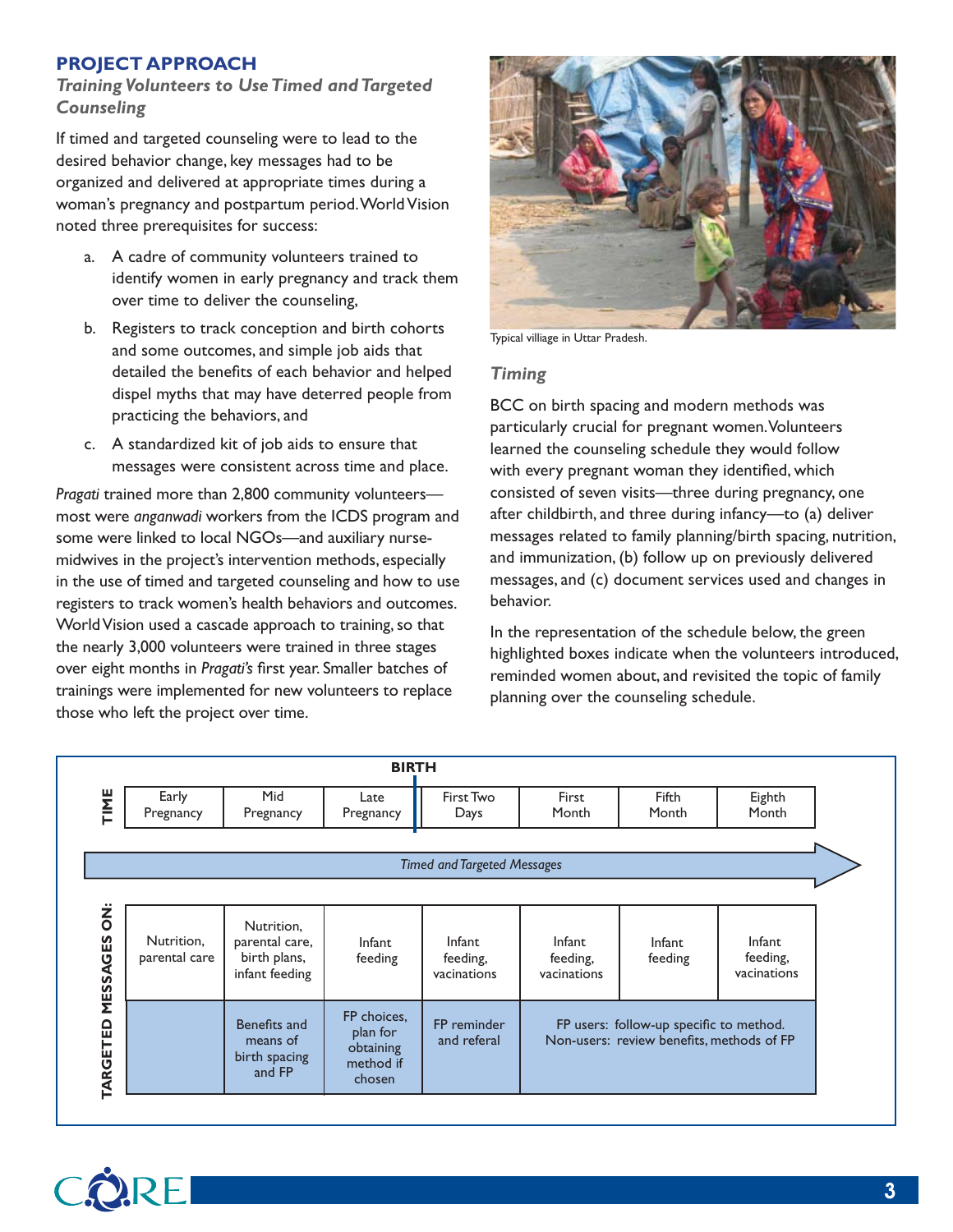## PROJECT APPROACH

### *Training Volunteers to Use Timed and Targeted Counseling*

If timed and targeted counseling were to lead to the desired behavior change, key messages had to be organized and delivered at appropriate times during a woman's pregnancy and postpartum period. World Vision noted three prerequisites for success:

a. A cadre of community volunteers trained to identify women in early pregnancy and track them over time to deliver the counseling,

b. Registers to track conception and birth cohorts and some outcomes, and simple job aids that detailed the benefits of each behavior and helped dispel myths that may have deterred people from practicing the behaviors, and

c. A standardized kit of job aids to ensure that messages were consistent across time and place.

*Pragati* trained more than 2,800 community volunteers—most were *anganwadi* workers from the ICDS program and some were linked to local NGOs—and auxiliary nurse-midwives in the project's intervention methods, especially in the use of timed and targeted counseling and how to use registers to track women's health behaviors and outcomes. World Vision used a cascade approach to training, so that the nearly 3,000 volunteers were trained in three stages over eight months in *Pragati's* first year. Smaller batches of trainings were implemented for new volunteers to replace those who left the project over time.

Typical villiage in Uttar Pradesh.

### *Timing*

BCC on birth spacing and modern methods was particularly crucial for pregnant women. Volunteers learned the counseling schedule they would follow with every pregnant woman they identified, which consisted of seven visits—three during pregnancy, one after childbirth, and three during infancy—to (a) deliver messages related to family planning/birth spacing, nutrition, and immunization, (b) follow up on previously delivered messages, and (c) document services used and changes in behavior.

In the representation of the schedule below, the green highlighted boxes indicate when the volunteers introduced, reminded women about, and revisited the topic of family planning over the counseling schedule.

| TIME | Early Pregnancy | Mid Pregnancy | Late Pregnancy | **BIRTH** First Two Days | First Month | Fifth Month | Eighth Month |
|---|---|---|---|---|---|---|---|
| | *Timed and Targeted Messages* | | | | | | |
| TARGETED MESSAGES ON: | Nutrition, parental care | Nutrition, parental care, birth plans, infant feeding | Infant feeding | Infant feeding, vacinations | Infant feeding, vacinations | Infant feeding | Infant feeding, vacinations |
| | | Benefits and means of birth spacing and FP | FP choices, plan for obtaining method if chosen | FP reminder and referal | FP users: follow-up specific to method. Non-users: review benefits, methods of FP | | |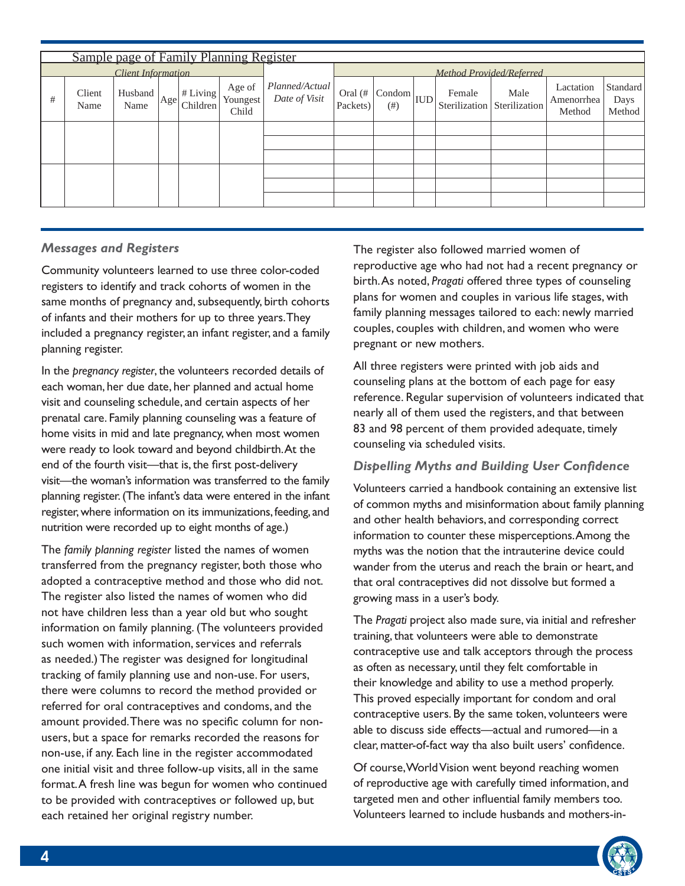Sample page of Family Planning Register

| Client Information | | | | | | | Method Provided/Referred | | | | | | |
|---|---|---|---|---|---|---|---|---|---|---|---|---|---|
| # | Client Name | Husband Name | Age | # Living Children | Age of Youngest Child | *Planned/Actual Date of Visit* | Oral (# Packets) | Condom (#) | IUD | Female Sterilization | Male Sterilization | Lactation Amenorrhea Method | Standard Days Method |
| | | | | | | | | | | | | | |
| | | | | | | | | | | | | | |
| | | | | | | | | | | | | | |
| | | | | | | | | | | | | | |
| | | | | | | | | | | | | | |
| | | | | | | | | | | | | | |

### *Messages and Registers*

Community volunteers learned to use three color-coded registers to identify and track cohorts of women in the same months of pregnancy and, subsequently, birth cohorts of infants and their mothers for up to three years. They included a pregnancy register, an infant register, and a family planning register.

In the *pregnancy register*, the volunteers recorded details of each woman, her due date, her planned and actual home visit and counseling schedule, and certain aspects of her prenatal care. Family planning counseling was a feature of home visits in mid and late pregnancy, when most women were ready to look toward and beyond childbirth. At the end of the fourth visit—that is, the first post-delivery visit—the woman's information was transferred to the family planning register. (The infant's data were entered in the infant register, where information on its immunizations, feeding, and nutrition were recorded up to eight months of age.)

The *family planning register* listed the names of women transferred from the pregnancy register, both those who adopted a contraceptive method and those who did not. The register also listed the names of women who did not have children less than a year old but who sought information on family planning. (The volunteers provided such women with information, services and referrals as needed.) The register was designed for longitudinal tracking of family planning use and non-use. For users, there were columns to record the method provided or referred for oral contraceptives and condoms, and the amount provided. There was no specific column for non-users, but a space for remarks recorded the reasons for non-use, if any. Each line in the register accommodated one initial visit and three follow-up visits, all in the same format. A fresh line was begun for women who continued to be provided with contraceptives or followed up, but each retained her original registry number.

The register also followed married women of reproductive age who had not had a recent pregnancy or birth. As noted, *Pragati* offered three types of counseling plans for women and couples in various life stages, with family planning messages tailored to each: newly married couples, couples with children, and women who were pregnant or new mothers.

All three registers were printed with job aids and counseling plans at the bottom of each page for easy reference. Regular supervision of volunteers indicated that nearly all of them used the registers, and that between 83 and 98 percent of them provided adequate, timely counseling via scheduled visits.

### *Dispelling Myths and Building User Confidence*

Volunteers carried a handbook containing an extensive list of common myths and misinformation about family planning and other health behaviors, and corresponding correct information to counter these misperceptions. Among the myths was the notion that the intrauterine device could wander from the uterus and reach the brain or heart, and that oral contraceptives did not dissolve but formed a growing mass in a user's body.

The *Pragati* project also made sure, via initial and refresher training, that volunteers were able to demonstrate contraceptive use and talk acceptors through the process as often as necessary, until they felt comfortable in their knowledge and ability to use a method properly. This proved especially important for condom and oral contraceptive users. By the same token, volunteers were able to discuss side effects—actual and rumored—in a clear, matter-of-fact way tha also built users' confidence.

Of course, World Vision went beyond reaching women of reproductive age with carefully timed information, and targeted men and other influential family members too. Volunteers learned to include husbands and mothers-in-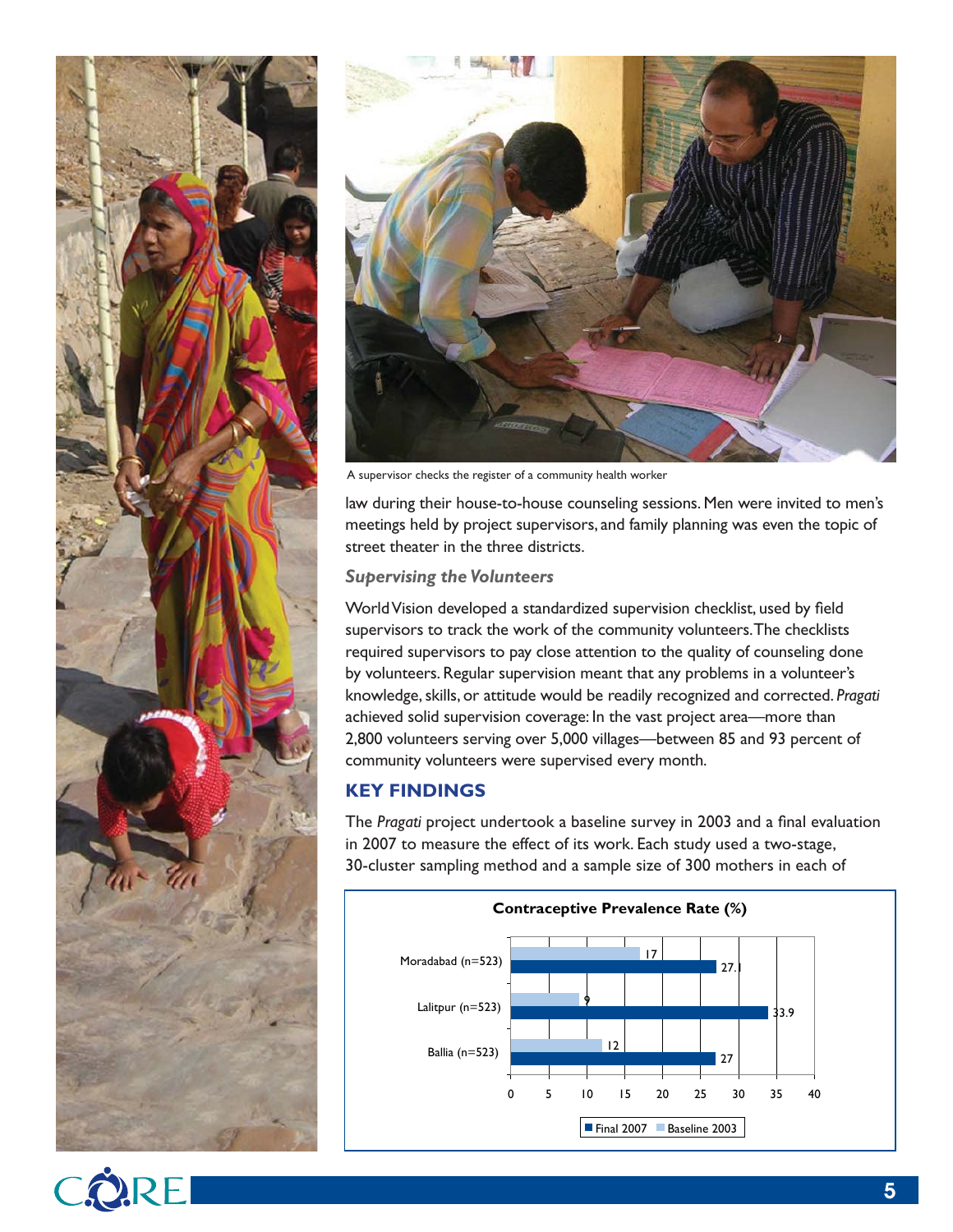A supervisor checks the register of a community health worker

law during their house-to-house counseling sessions. Men were invited to men's meetings held by project supervisors, and family planning was even the topic of street theater in the three districts.

### *Supervising the Volunteers*

World Vision developed a standardized supervision checklist, used by field supervisors to track the work of the community volunteers. The checklists required supervisors to pay close attention to the quality of counseling done by volunteers. Regular supervision meant that any problems in a volunteer's knowledge, skills, or attitude would be readily recognized and corrected. *Pragati* achieved solid supervision coverage: In the vast project area—more than 2,800 volunteers serving over 5,000 villages—between 85 and 93 percent of community volunteers were supervised every month.

## KEY FINDINGS

The *Pragati* project undertook a baseline survey in 2003 and a final evaluation in 2007 to measure the effect of its work. Each study used a two-stage, 30-cluster sampling method and a sample size of 300 mothers in each of

**Contraceptive Prevalence Rate (%)**

| District | Baseline 2003 | Final 2007 |
|---|---|---|
| Moradabad (n=523) | 17 | 27.1 |
| Lalitpur (n=523) | 9 | 33.9 |
| Ballia (n=523) | 12 | 27 |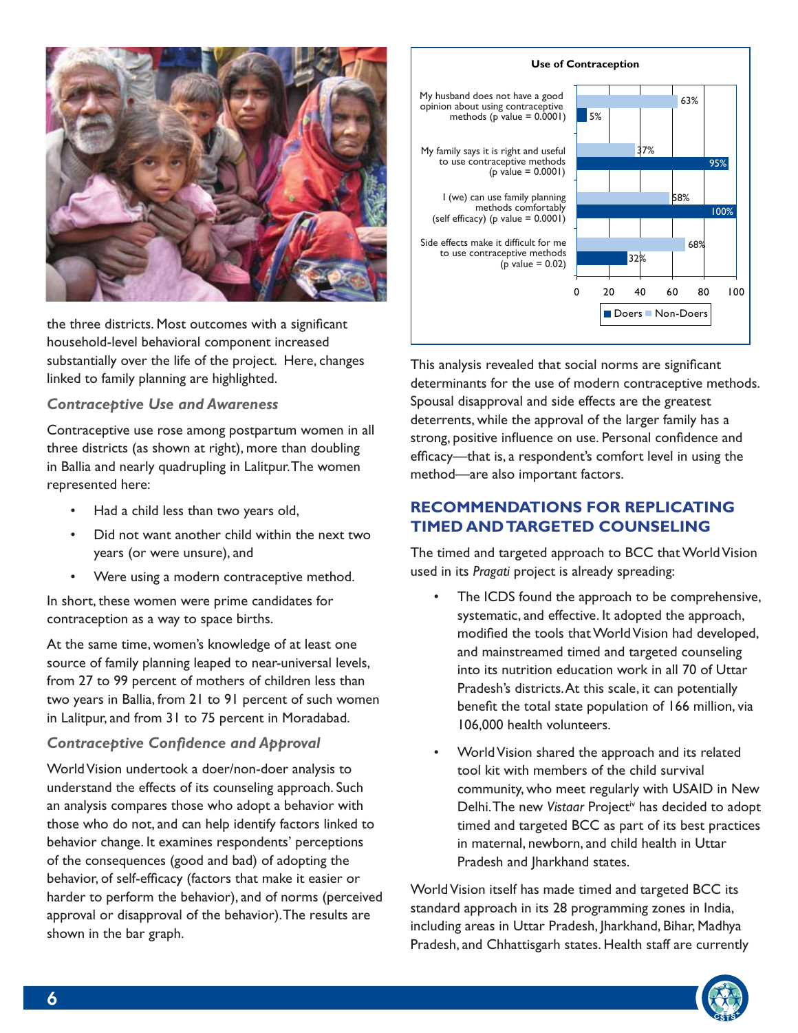the three districts. Most outcomes with a significant household-level behavioral component increased substantially over the life of the project. Here, changes linked to family planning are highlighted.

### *Contraceptive Use and Awareness*

Contraceptive use rose among postpartum women in all three districts (as shown at right), more than doubling in Ballia and nearly quadrupling in Lalitpur. The women represented here:

- Had a child less than two years old,
- Did not want another child within the next two years (or were unsure), and
- Were using a modern contraceptive method.

In short, these women were prime candidates for contraception as a way to space births.

At the same time, women's knowledge of at least one source of family planning leaped to near-universal levels, from 27 to 99 percent of mothers of children less than two years in Ballia, from 21 to 91 percent of such women in Lalitpur, and from 31 to 75 percent in Moradabad.

### *Contraceptive Confidence and Approval*

World Vision undertook a doer/non-doer analysis to understand the effects of its counseling approach. Such an analysis compares those who adopt a behavior with those who do not, and can help identify factors linked to behavior change. It examines respondents' perceptions of the consequences (good and bad) of adopting the behavior, of self-efficacy (factors that make it easier or harder to perform the behavior), and of norms (perceived approval or disapproval of the behavior). The results are shown in the bar graph.

**Use of Contraception**

| | Doers | Non-Doers |
|---|---|---|
| My husband does not have a good opinion about using contraceptive methods (p value = 0.0001) | 5% | 63% |
| My family says it is right and useful to use contraceptive methods (p value = 0.0001) | 95% | 37% |
| I (we) can use family planning methods comfortably (self efficacy) (p value = 0.0001) | 100% | 58% |
| Side effects make it difficult for me to use contraceptive methods (p value = 0.02) | 32% | 68% |

This analysis revealed that social norms are significant determinants for the use of modern contraceptive methods. Spousal disapproval and side effects are the greatest deterrents, while the approval of the larger family has a strong, positive influence on use. Personal confidence and efficacy—that is, a respondent's comfort level in using the method—are also important factors.

## RECOMMENDATIONS FOR REPLICATING TIMED AND TARGETED COUNSELING

The timed and targeted approach to BCC that World Vision used in its *Pragati* project is already spreading:

- The ICDS found the approach to be comprehensive, systematic, and effective. It adopted the approach, modified the tools that World Vision had developed, and mainstreamed timed and targeted counseling into its nutrition education work in all 70 of Uttar Pradesh's districts. At this scale, it can potentially benefit the total state population of 166 million, via 106,000 health volunteers.
- World Vision shared the approach and its related tool kit with members of the child survival community, who meet regularly with USAID in New Delhi. The new *Vistaar* Project[iv] has decided to adopt timed and targeted BCC as part of its best practices in maternal, newborn, and child health in Uttar Pradesh and Jharkhand states.

World Vision itself has made timed and targeted BCC its standard approach in its 28 programming zones in India, including areas in Uttar Pradesh, Jharkhand, Bihar, Madhya Pradesh, and Chhattisgarh states. Health staff are currently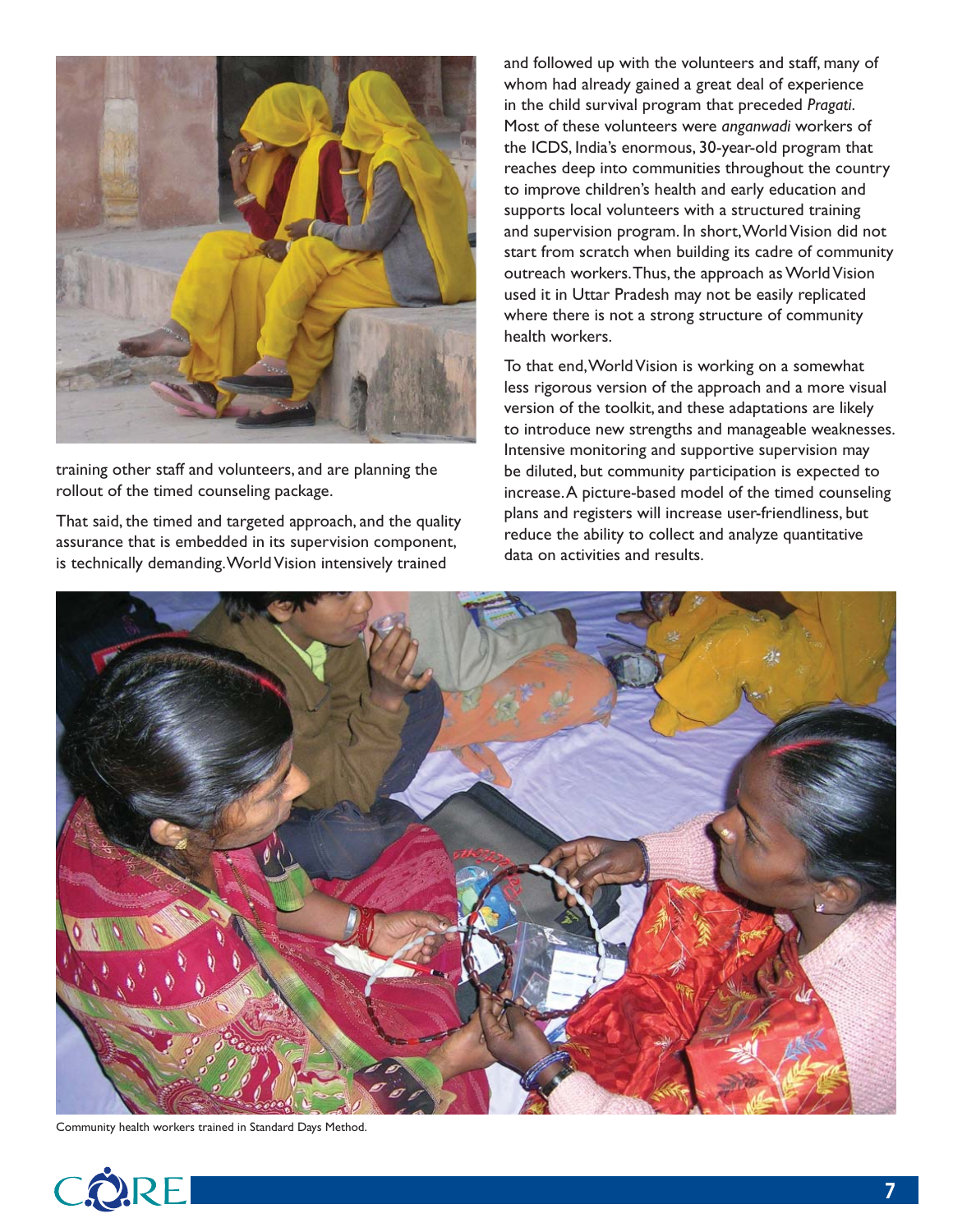training other staff and volunteers, and are planning the rollout of the timed counseling package.

That said, the timed and targeted approach, and the quality assurance that is embedded in its supervision component, is technically demanding. World Vision intensively trained and followed up with the volunteers and staff, many of whom had already gained a great deal of experience in the child survival program that preceded *Pragati*. Most of these volunteers were *anganwadi* workers of the ICDS, India's enormous, 30-year-old program that reaches deep into communities throughout the country to improve children's health and early education and supports local volunteers with a structured training and supervision program. In short, World Vision did not start from scratch when building its cadre of community outreach workers. Thus, the approach as World Vision used it in Uttar Pradesh may not be easily replicated where there is not a strong structure of community health workers.

To that end, World Vision is working on a somewhat less rigorous version of the approach and a more visual version of the toolkit, and these adaptations are likely to introduce new strengths and manageable weaknesses. Intensive monitoring and supportive supervision may be diluted, but community participation is expected to increase. A picture-based model of the timed counseling plans and registers will increase user-friendliness, but reduce the ability to collect and analyze quantitative data on activities and results.

Community health workers trained in Standard Days Method.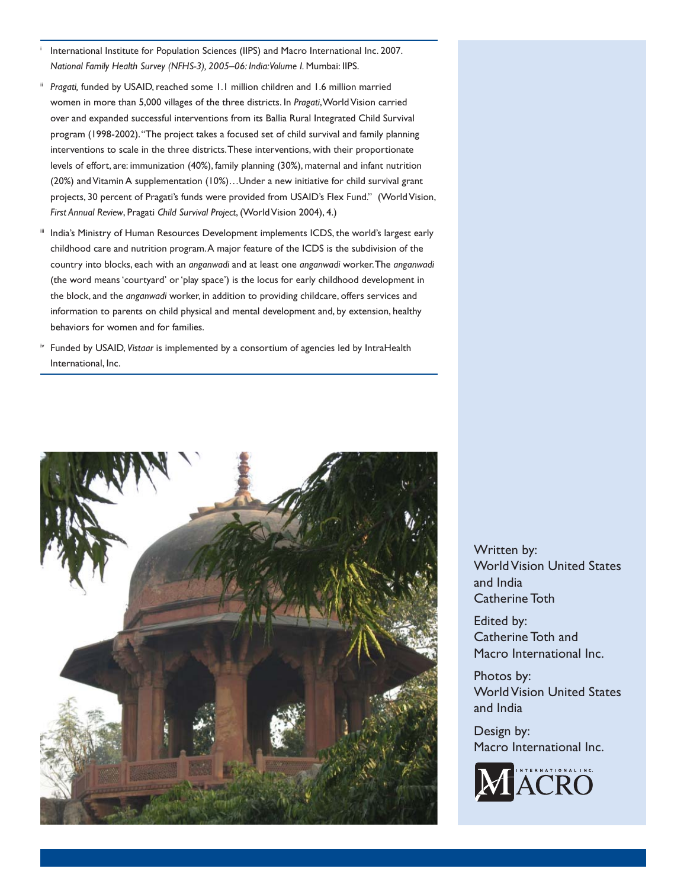[i] International Institute for Population Sciences (IIPS) and Macro International Inc. 2007. *National Family Health Survey (NFHS-3), 2005–06: India: Volume I.* Mumbai: IIPS.

[ii] *Pragati,* funded by USAID, reached some 1.1 million children and 1.6 million married women in more than 5,000 villages of the three districts. In *Pragati*, World Vision carried over and expanded successful interventions from its Ballia Rural Integrated Child Survival program (1998-2002). "The project takes a focused set of child survival and family planning interventions to scale in the three districts. These interventions, with their proportionate levels of effort, are: immunization (40%), family planning (30%), maternal and infant nutrition (20%) and Vitamin A supplementation (10%)…Under a new initiative for child survival grant projects, 30 percent of Pragati's funds were provided from USAID's Flex Fund." (World Vision, *First Annual Review*, Pragati *Child Survival Project*, (World Vision 2004), 4.)

[iii] India's Ministry of Human Resources Development implements ICDS, the world's largest early childhood care and nutrition program. A major feature of the ICDS is the subdivision of the country into blocks, each with an *anganwadi* and at least one *anganwadi* worker. The *anganwadi* (the word means 'courtyard' or 'play space') is the locus for early childhood development in the block, and the *anganwadi* worker, in addition to providing childcare, offers services and information to parents on child physical and mental development and, by extension, healthy behaviors for women and for families.

[iv] Funded by USAID, *Vistaar* is implemented by a consortium of agencies led by IntraHealth International, Inc.

Written by:
World Vision United States and India
Catherine Toth

Edited by:
Catherine Toth and Macro International Inc.

Photos by:
World Vision United States and India

Design by:
Macro International Inc.

MACRO INTERNATIONAL INC.